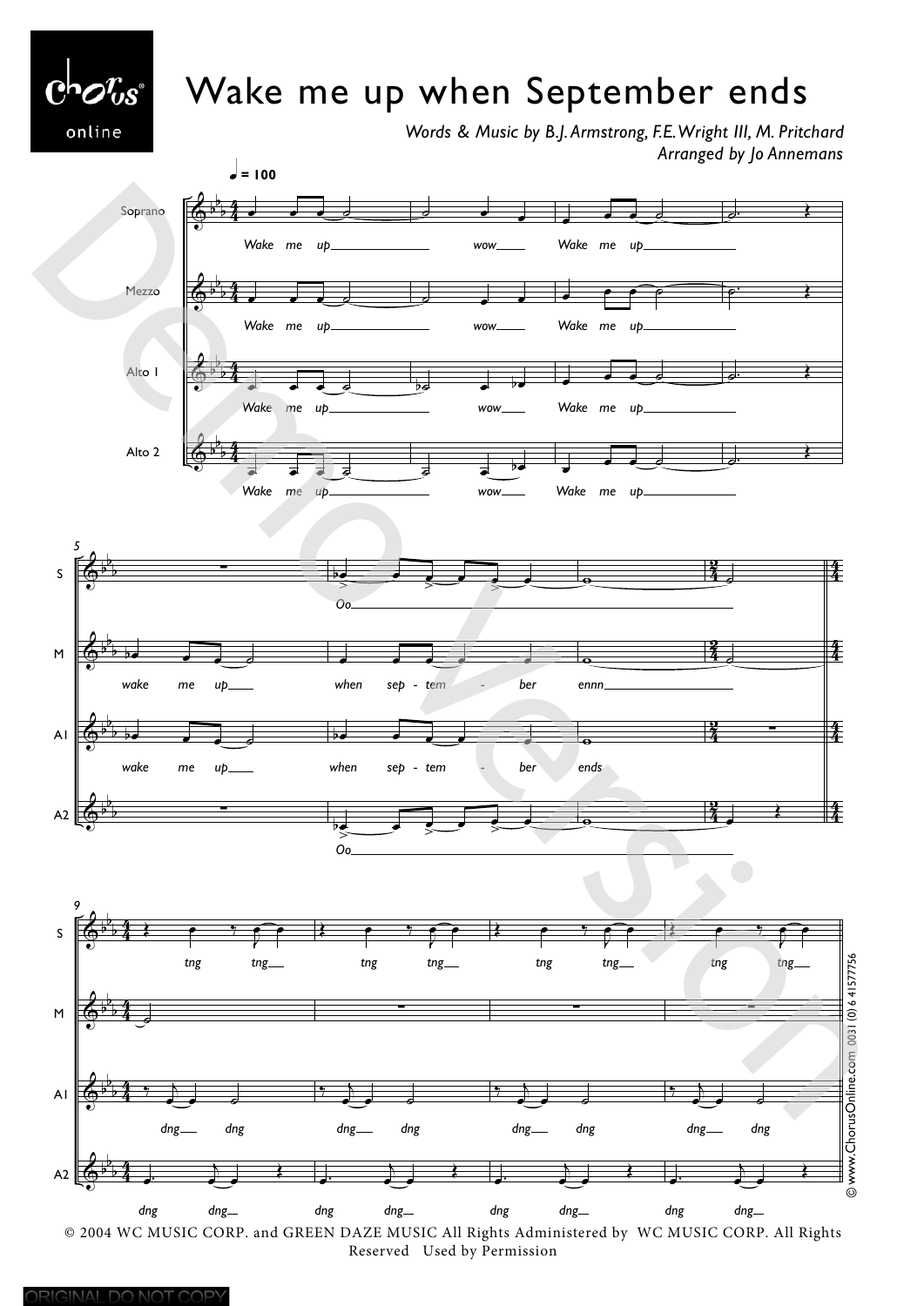# Wake me up when September ends

*Words & Music by B.J. Armstrong, F.E. Wright III, M. Pritchard*

*Arranged by Jo Annemans*

© 2004 WC MUSIC CORP. and GREEN DAZE MUSIC All Rights Administered by WC MUSIC CORP. All Rights Reserved Used by Permission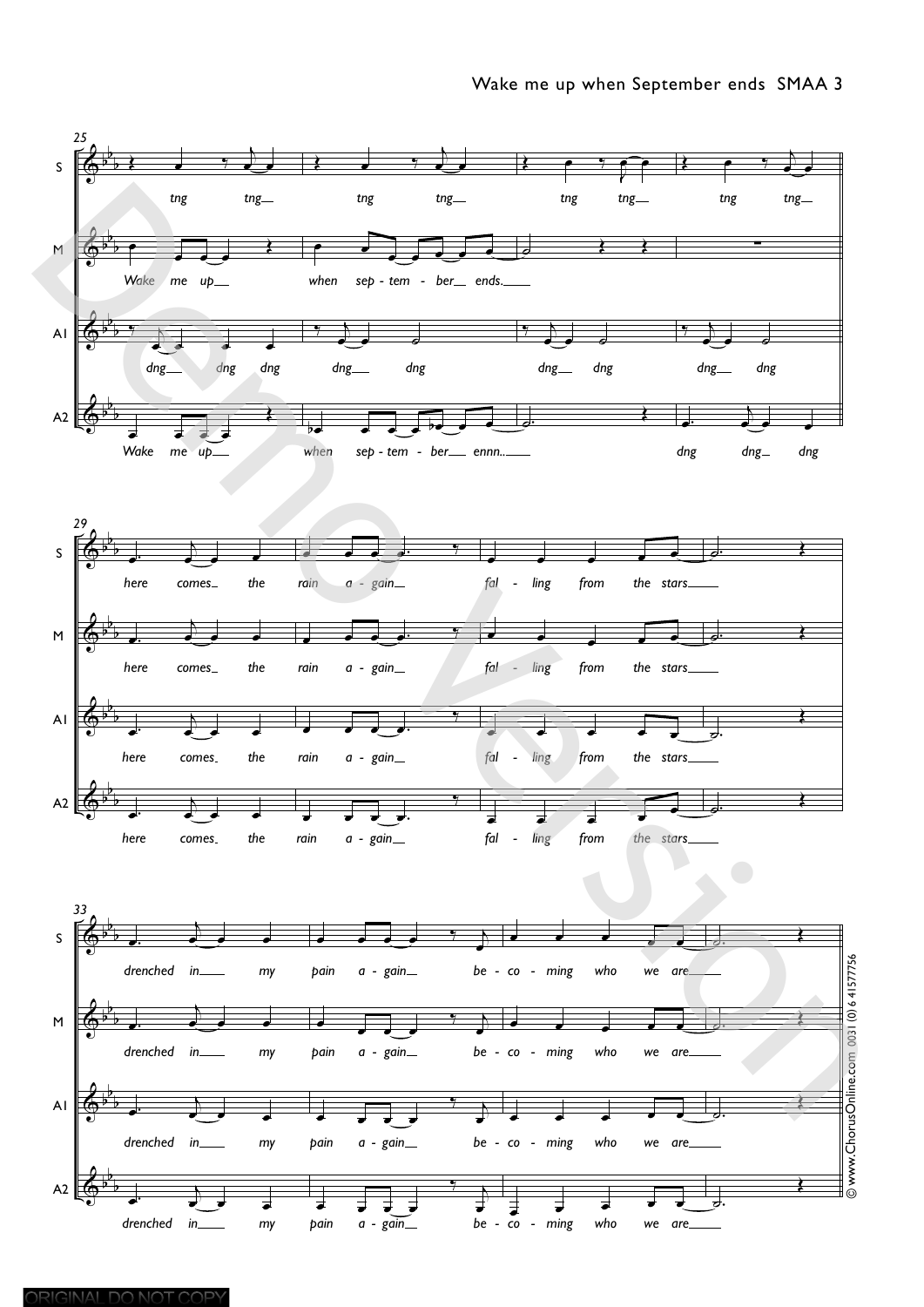25

S
tng tng__ tng tng__ tng tng__ tng tng__

M
Wake me up__ when sep - tem - ber__ ends.____

A1
dng__ dng dng dng__ dng dng__ dng dng__ dng

A2
Wake me up__ when sep - tem - ber__ ennn..____ dng dng_ dng

29

S
here comes_ the rain a - gain__ fal - ling from the stars____

M
here comes_ the rain a - gain__ fal - ling from the stars____

A1
here comes. the rain a - gain__ fal - ling from the stars____

A2
here comes. the rain a - gain__ fal - ling from the stars____

33

S
drenched in____ my pain a - gain__ be - co - ming who we are____

M
drenched in____ my pain a - gain__ be - co - ming who we are____

A1
drenched in____ my pain a - gain__ be - co - ming who we are____

A2
drenched in____ my pain a - gain__ be - co - ming who we are____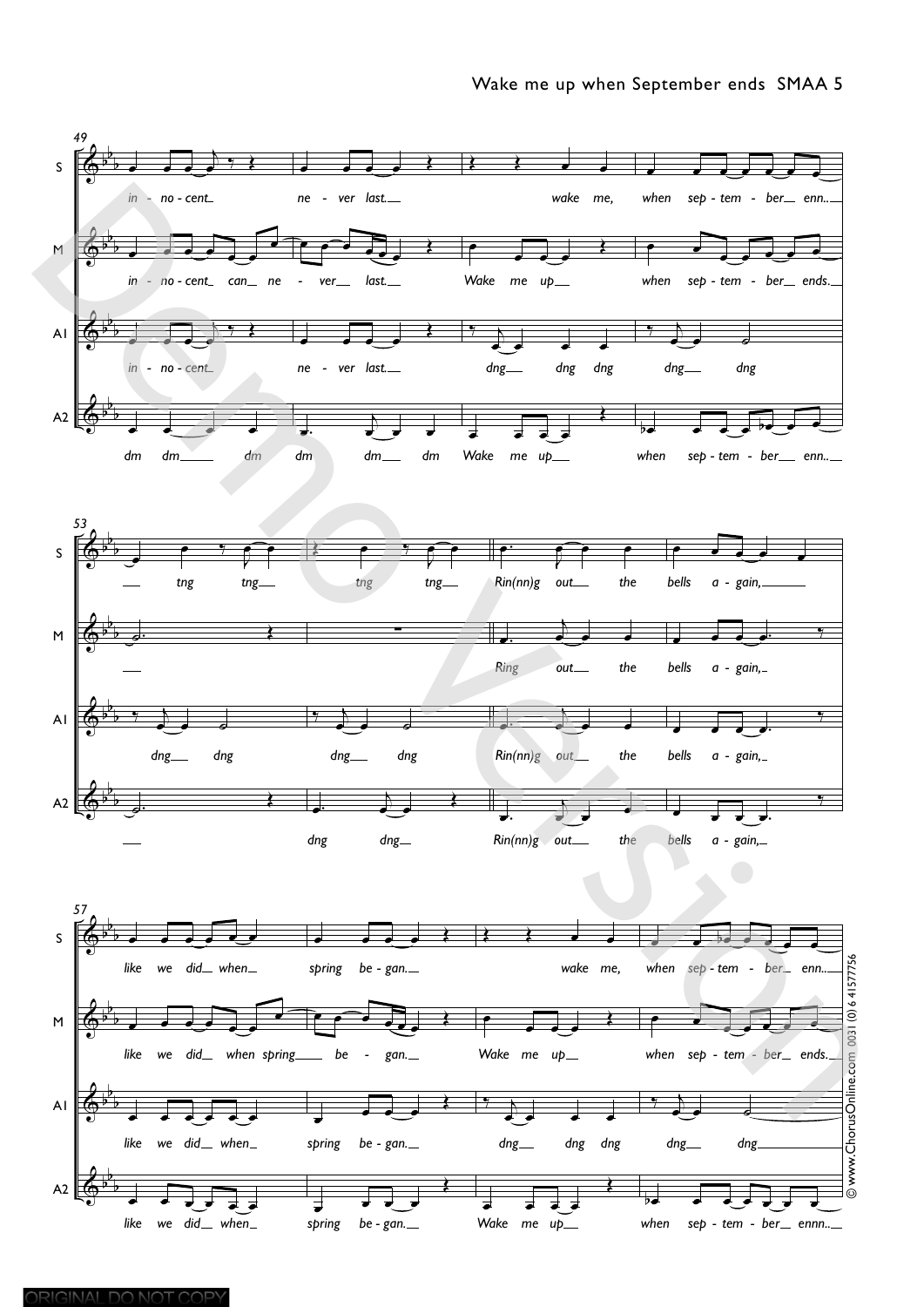**49**

S: in - no - cent_ ne - ver last._ wake me, when sep - tem - ber_ enn.._

M: in - no - cent_ can_ ne - ver_ last._ Wake me up_ when sep - tem - ber_ ends._

A1: in - no - cent_ ne - ver last._ dng_ dng dng dng_ dng

A2: dm dm_ dm dm dm_ dm Wake me up_ when sep - tem - ber_ enn.._

**53**

S: _ tng tng_ tng tng_ Rin(nn)g out_ the bells a - gain,_

M: _ Ring out_ the bells a - gain,_

A1: dng_ dng dng_ dng Rin(nn)g out_ the bells a - gain,_

A2: _ dng dng_ Rin(nn)g out_ the bells a - gain,_

**57**

S: like we did_ when_ spring be - gan._ wake me, when sep - tem - ber_ enn.._

M: like we did_ when spring_ be - gan._ Wake me up_ when sep - tem - ber_ ends._

A1: like we did_ when_ spring be - gan._ dng_ dng dng dng_ dng_

A2: like we did_ when_ spring be - gan._ Wake me up_ when sep - tem - ber_ ennn.._

© www.ChorusOnline.com 0031 (0) 6 41577756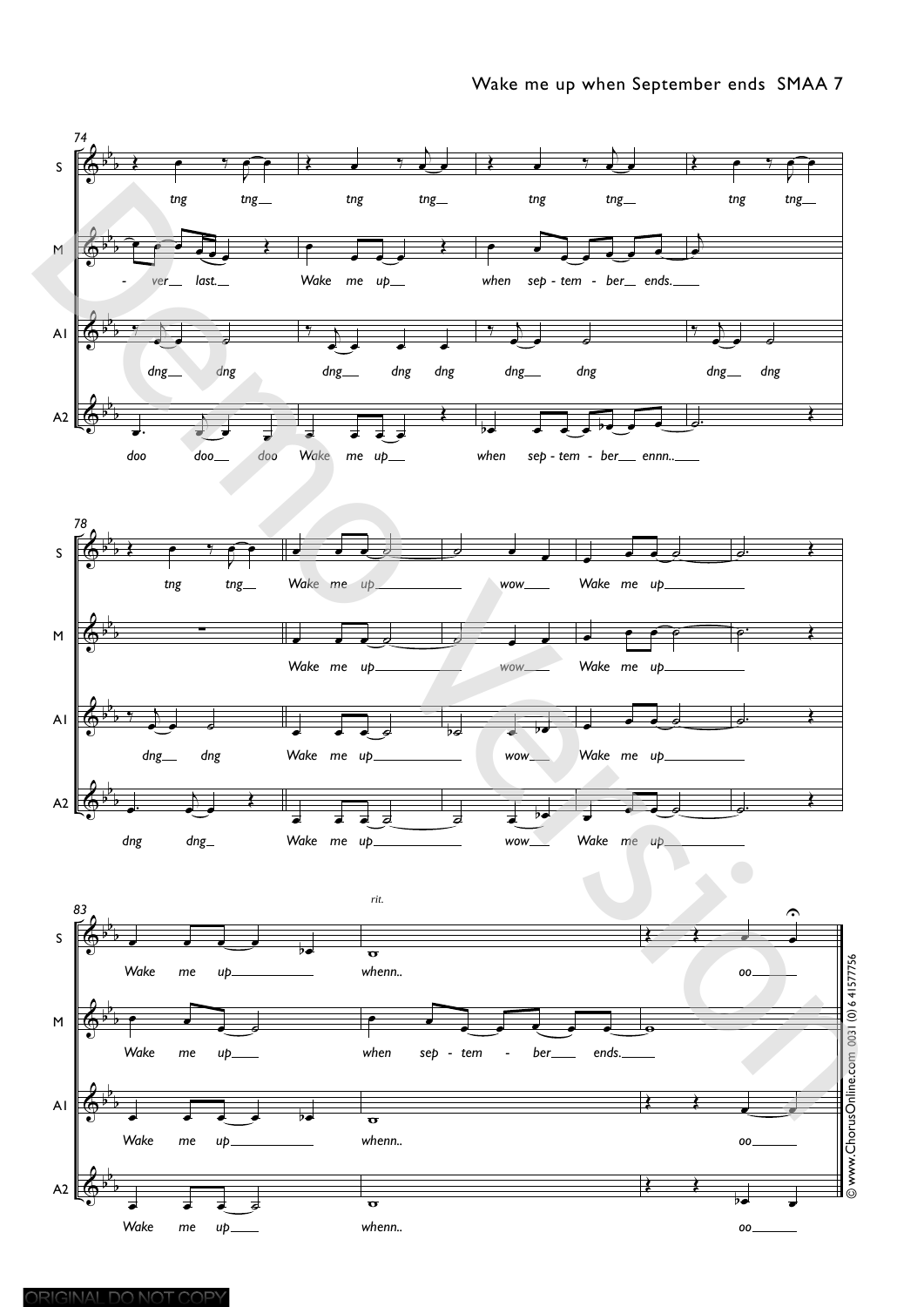74

S: tng tng_ tng tng_ tng tng_ tng tng_

M: - ver_ last._ Wake me up_ when sep - tem - ber_ ends.___

A1: dng_ dng dng_ dng dng dng_ dng dng_ dng

A2: doo doo_ doo Wake me up_ when sep - tem - ber_ ennn..___

78

S: tng tng_ Wake me up___ wow___ Wake me up___

M: Wake me up___ wow___ Wake me up___

A1: dng_ dng Wake me up___ wow___ Wake me up___

A2: dng dng_ Wake me up___ wow___ Wake me up___

83

*rit.*

S: Wake me up___ whenn.. oo___

M: Wake me up___ when sep - tem - ber___ ends.___

A1: Wake me up___ whenn.. oo___

A2: Wake me up___ whenn.. oo___

© www.ChorusOnline.com 0031 (0) 6 41577756

ORIGINAL DO NOT COPY